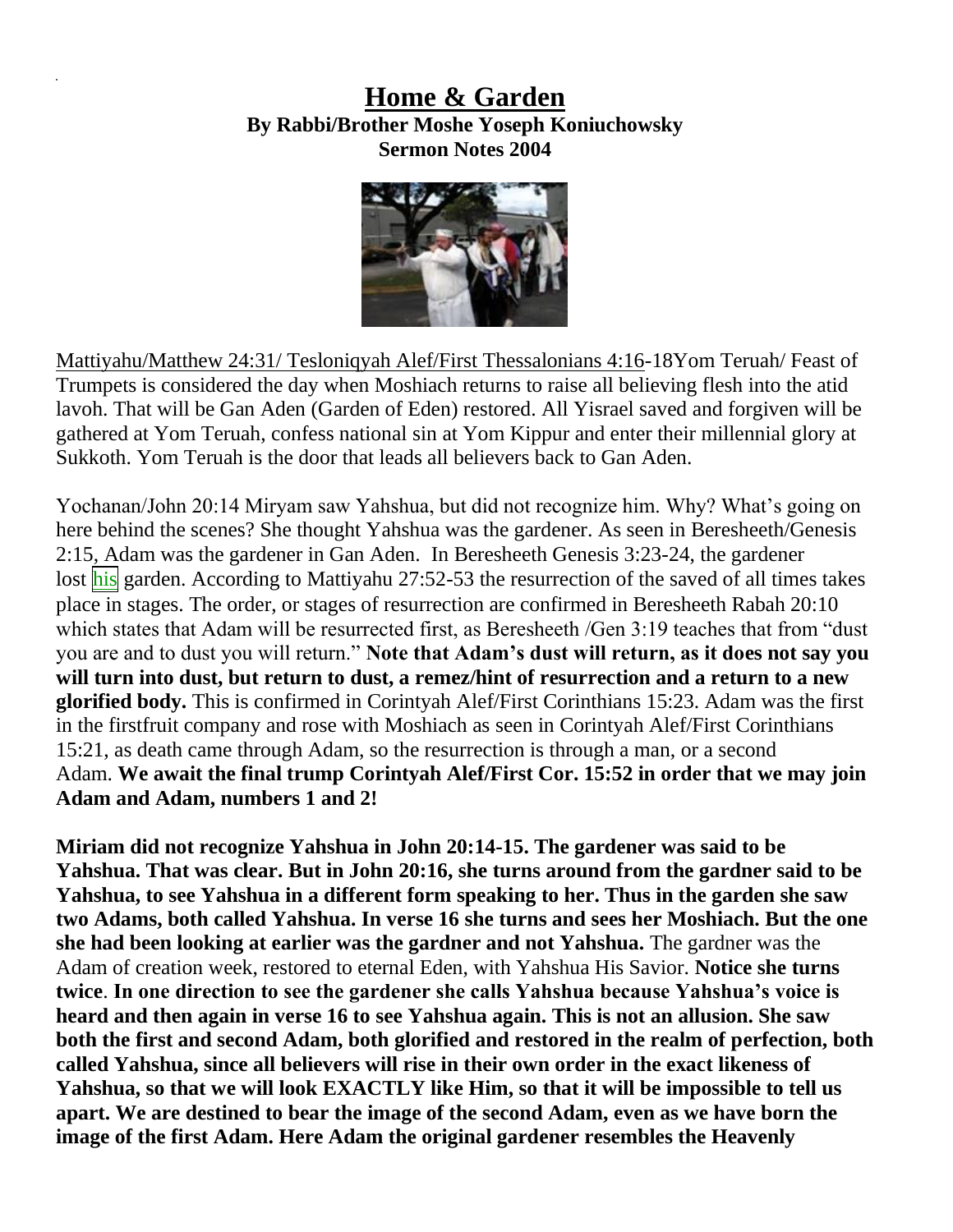# Home & Garden

**By Rabbi/Brother Moshe Yoseph Koniuchowsky**
**Sermon Notes 2004**

Mattiyahu/Matthew 24:31/ Tesloniqyah Alef/First Thessalonians 4:16-18Yom Teruah/ Feast of Trumpets is considered the day when Moshiach returns to raise all believing flesh into the atid lavoh. That will be Gan Aden (Garden of Eden) restored. All Yisrael saved and forgiven will be gathered at Yom Teruah, confess national sin at Yom Kippur and enter their millennial glory at Sukkoth. Yom Teruah is the door that leads all believers back to Gan Aden.

Yochanan/John 20:14 Miryam saw Yahshua, but did not recognize him. Why? What's going on here behind the scenes? She thought Yahshua was the gardener. As seen in Beresheeth/Genesis 2:15, Adam was the gardener in Gan Aden. In Beresheeth Genesis 3:23-24, the gardener lost his garden. According to Mattiyahu 27:52-53 the resurrection of the saved of all times takes place in stages. The order, or stages of resurrection are confirmed in Beresheeth Rabah 20:10 which states that Adam will be resurrected first, as Beresheeth /Gen 3:19 teaches that from "dust you are and to dust you will return." **Note that Adam's dust will return, as it does not say you will turn into dust, but return to dust, a remez/hint of resurrection and a return to a new glorified body.** This is confirmed in Corintyah Alef/First Corinthians 15:23. Adam was the first in the firstfruit company and rose with Moshiach as seen in Corintyah Alef/First Corinthians 15:21, as death came through Adam, so the resurrection is through a man, or a second Adam. **We await the final trump Corintyah Alef/First Cor. 15:52 in order that we may join Adam and Adam, numbers 1 and 2!**

**Miriam did not recognize Yahshua in John 20:14-15. The gardener was said to be Yahshua. That was clear. But in John 20:16, she turns around from the gardner said to be Yahshua, to see Yahshua in a different form speaking to her. Thus in the garden she saw two Adams, both called Yahshua. In verse 16 she turns and sees her Moshiach. But the one she had been looking at earlier was the gardner and not Yahshua.** The gardner was the Adam of creation week, restored to eternal Eden, with Yahshua His Savior. **Notice she turns twice**. **In one direction to see the gardener she calls Yahshua because Yahshua's voice is heard and then again in verse 16 to see Yahshua again. This is not an allusion. She saw both the first and second Adam, both glorified and restored in the realm of perfection, both called Yahshua, since all believers will rise in their own order in the exact likeness of Yahshua, so that we will look EXACTLY like Him, so that it will be impossible to tell us apart. We are destined to bear the image of the second Adam, even as we have born the image of the first Adam. Here Adam the original gardener resembles the Heavenly**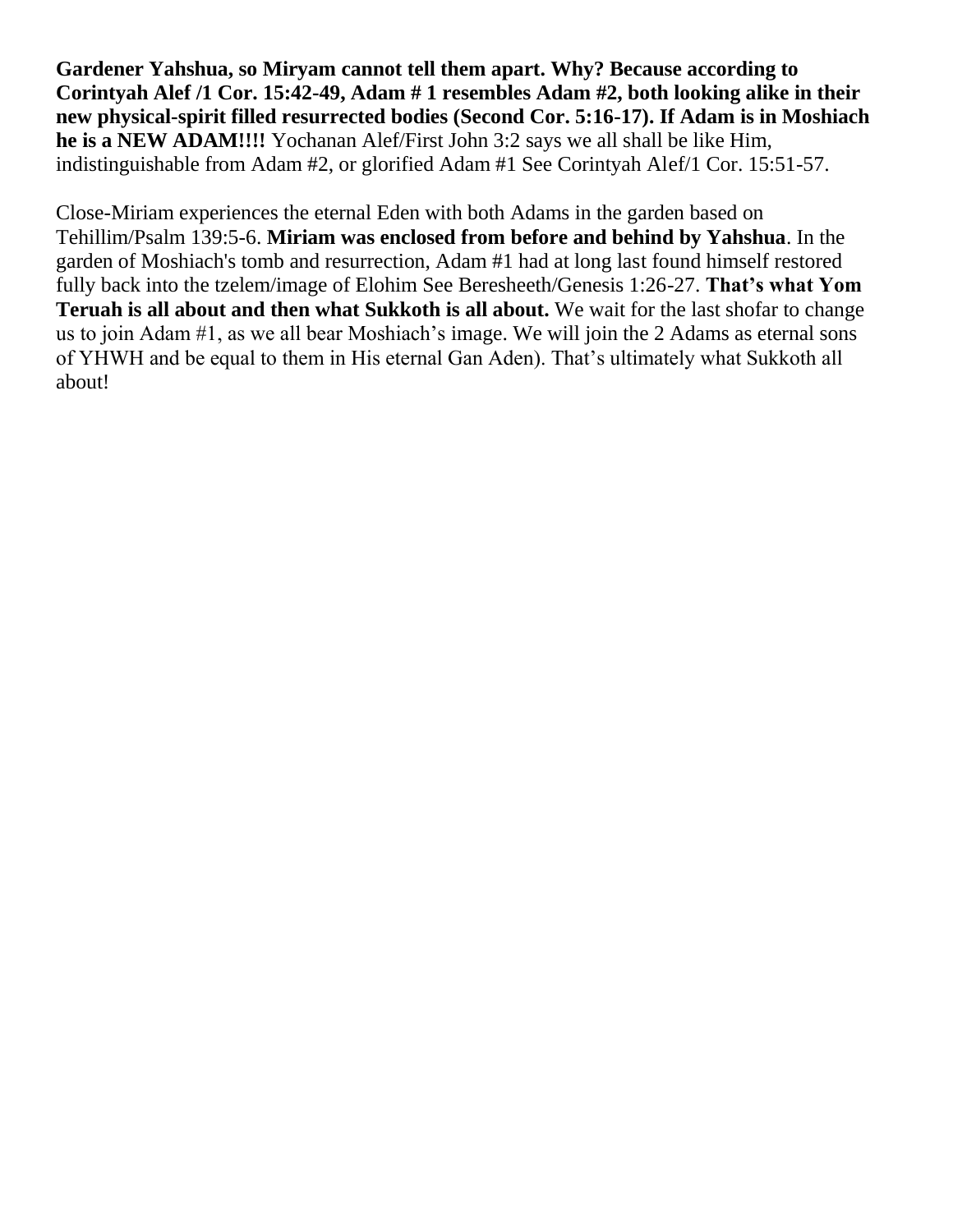**Gardener Yahshua, so Miryam cannot tell them apart. Why? Because according to Corintyah Alef /1 Cor. 15:42-49, Adam # 1 resembles Adam #2, both looking alike in their new physical-spirit filled resurrected bodies (Second Cor. 5:16-17). If Adam is in Moshiach he is a NEW ADAM!!!!** Yochanan Alef/First John 3:2 says we all shall be like Him, indistinguishable from Adam #2, or glorified Adam #1 See Corintyah Alef/1 Cor. 15:51-57.

Close-Miriam experiences the eternal Eden with both Adams in the garden based on Tehillim/Psalm 139:5-6. **Miriam was enclosed from before and behind by Yahshua**. In the garden of Moshiach's tomb and resurrection, Adam #1 had at long last found himself restored fully back into the tzelem/image of Elohim See Beresheeth/Genesis 1:26-27. **That's what Yom Teruah is all about and then what Sukkoth is all about.** We wait for the last shofar to change us to join Adam #1, as we all bear Moshiach's image. We will join the 2 Adams as eternal sons of YHWH and be equal to them in His eternal Gan Aden). That's ultimately what Sukkoth all about!